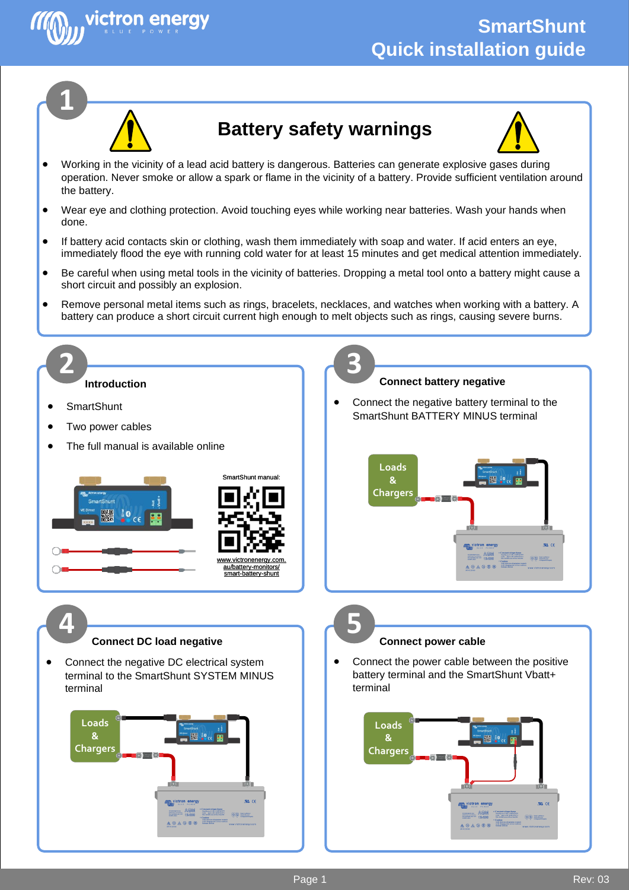# SmartShunt Quick installation guide

## 1 Battery safety warnings

- Working in the vicinity of a lead acid battery is dangerous. Batteries can generate explosive gases during operation. Never smoke or allow a spark or flame in the vicinity of a battery. Provide sufficient ventilation around the battery.
- Wear eye and clothing protection. Avoid touching eyes while working near batteries. Wash your hands when done.
- If battery acid contacts skin or clothing, wash them immediately with soap and water. If acid enters an eye, immediately flood the eye with running cold water for at least 15 minutes and get medical attention immediately.
- Be careful when using metal tools in the vicinity of batteries. Dropping a metal tool onto a battery might cause a short circuit and possibly an explosion.
- Remove personal metal items such as rings, bracelets, necklaces, and watches when working with a battery. A battery can produce a short circuit current high enough to melt objects such as rings, causing severe burns.

## 2 Introduction

- SmartShunt
- Two power cables
- The full manual is available online

SmartShunt manual:

www.victronenergy.com.au/battery-monitors/smart-battery-shunt

## 3 Connect battery negative

- Connect the negative battery terminal to the SmartShunt BATTERY MINUS terminal

Loads & Chargers

## 4 Connect DC load negative

- Connect the negative DC electrical system terminal to the SmartShunt SYSTEM MINUS terminal

Loads & Chargers

## 5 Connect power cable

- Connect the power cable between the positive battery terminal and the SmartShunt Vbatt+ terminal

Loads & Chargers

Rev: 03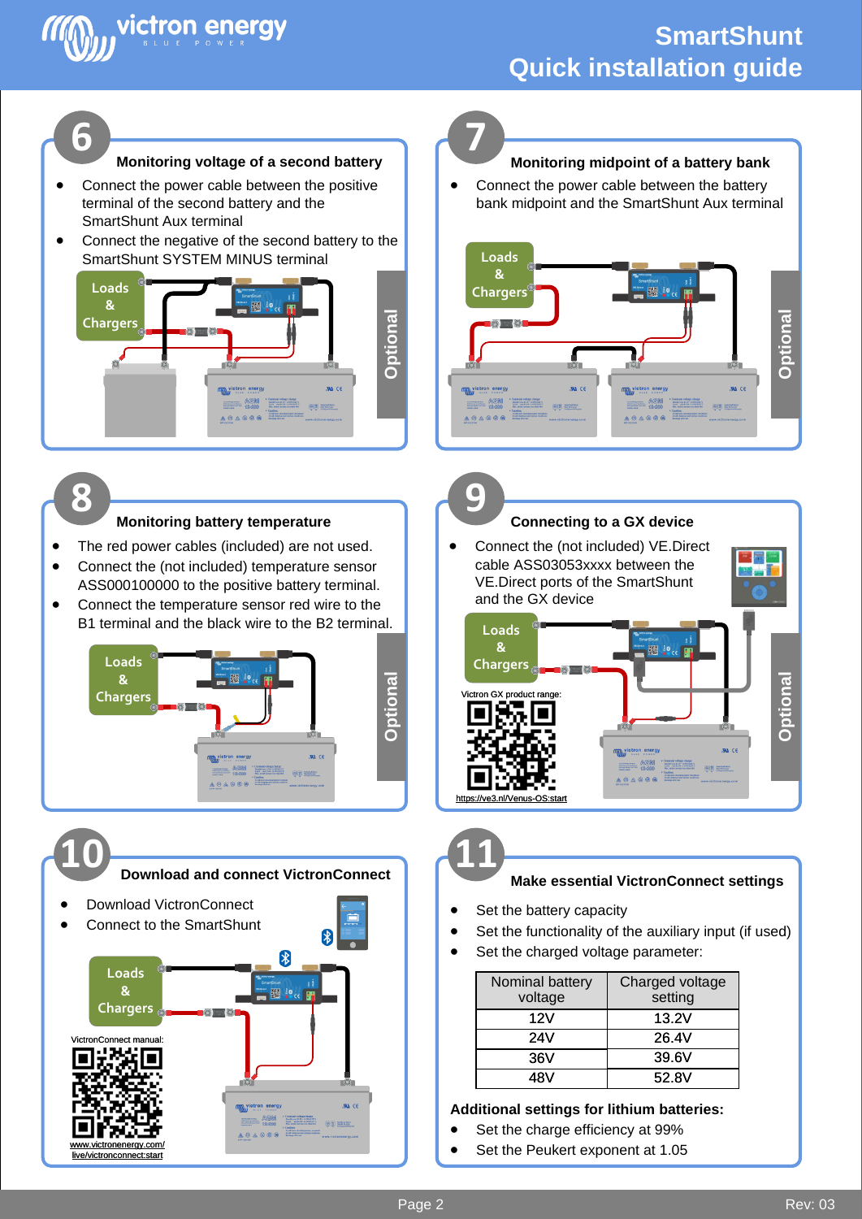# SmartShunt Quick installation guide

## 6 Monitoring voltage of a second battery

- Connect the power cable between the positive terminal of the second battery and the SmartShunt Aux terminal
- Connect the negative of the second battery to the SmartShunt SYSTEM MINUS terminal

Loads & Chargers

Optional

## 7 Monitoring midpoint of a battery bank

- Connect the power cable between the battery bank midpoint and the SmartShunt Aux terminal

Loads & Chargers

Optional

## 8 Monitoring battery temperature

- The red power cables (included) are not used.
- Connect the (not included) temperature sensor ASS000100000 to the positive battery terminal.
- Connect the temperature sensor red wire to the B1 terminal and the black wire to the B2 terminal.

Loads & Chargers

Optional

## 9 Connecting to a GX device

- Connect the (not included) VE.Direct cable ASS03053xxxx between the VE.Direct ports of the SmartShunt and the GX device

Loads & Chargers

Victron GX product range:

https://ve3.nl/Venus-OS:start

Optional

## 10 Download and connect VictronConnect

- Download VictronConnect
- Connect to the SmartShunt

Loads & Chargers

VictronConnect manual:

www.victronenergy.com/live/victronconnect:start

## 11 Make essential VictronConnect settings

- Set the battery capacity
- Set the functionality of the auxiliary input (if used)
- Set the charged voltage parameter:

| Nominal battery voltage | Charged voltage setting |
|---|---|
| 12V | 13.2V |
| 24V | 26.4V |
| 36V | 39.6V |
| 48V | 52.8V |

**Additional settings for lithium batteries:**

- Set the charge efficiency at 99%
- Set the Peukert exponent at 1.05